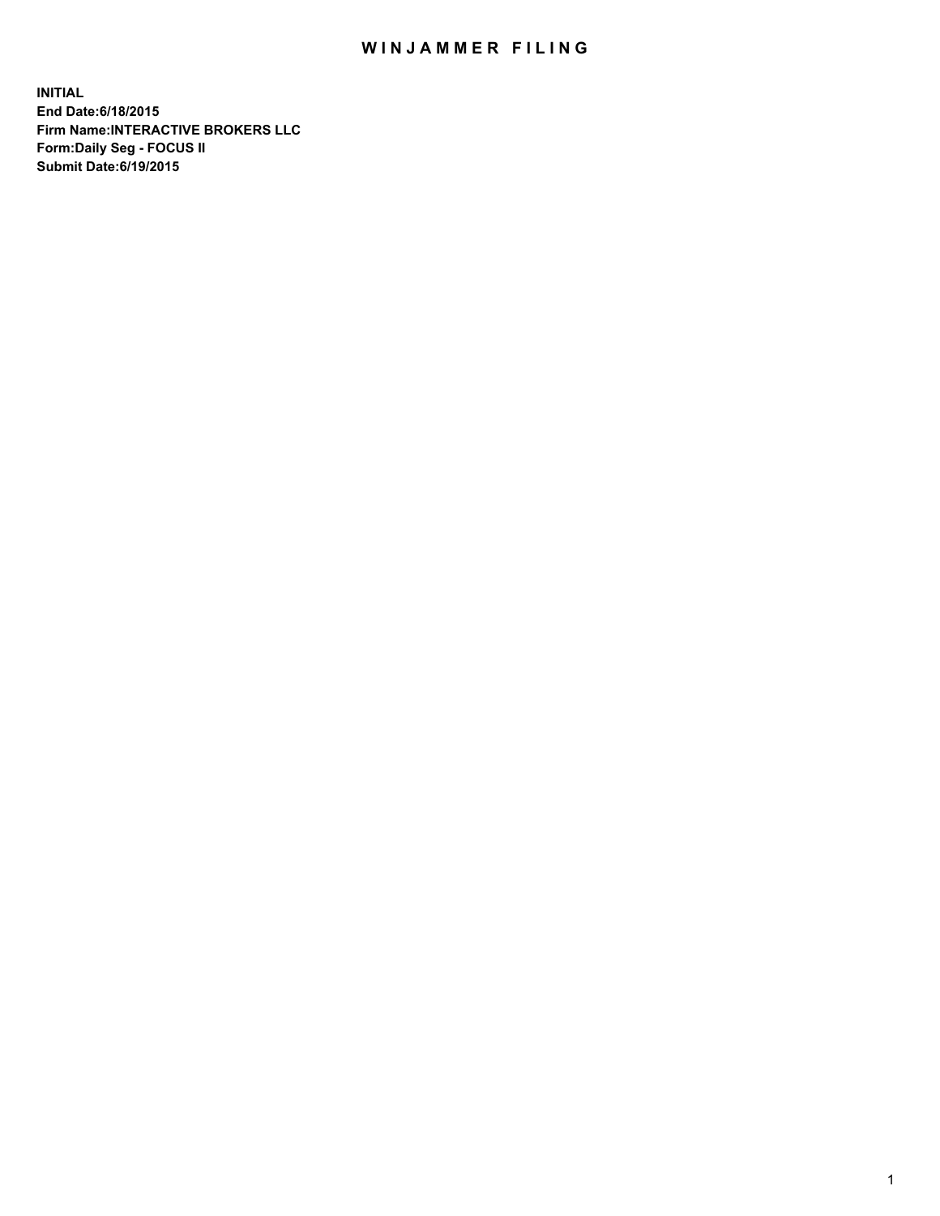# WINJAMMER FILING

**INITIAL**
**End Date:6/18/2015**
**Firm Name:INTERACTIVE BROKERS LLC**
**Form:Daily Seg - FOCUS II**
**Submit Date:6/19/2015**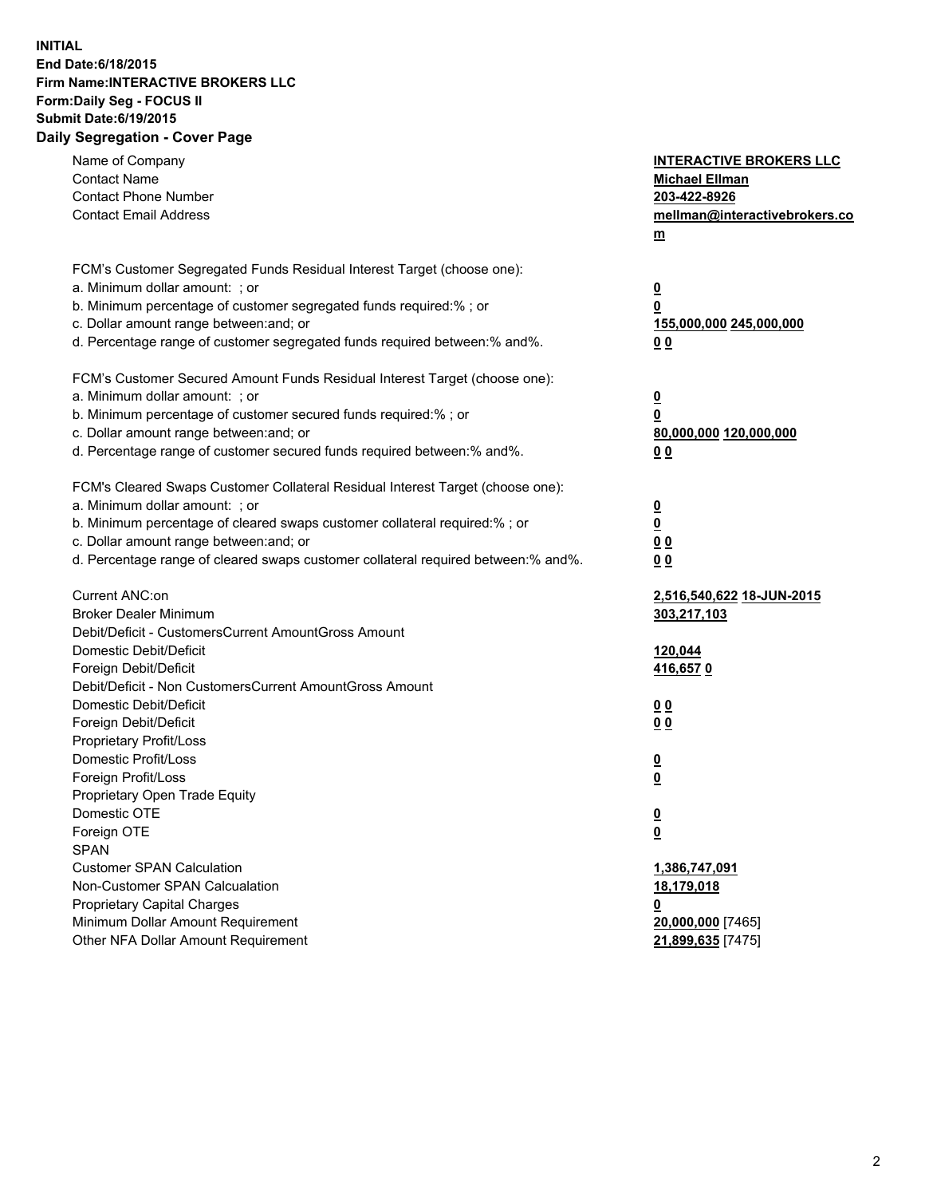**INITIAL**
**End Date:6/18/2015**
**Firm Name:INTERACTIVE BROKERS LLC**
**Form:Daily Seg - FOCUS II**
**Submit Date:6/19/2015**
**Daily Segregation - Cover Page**

| | |
|---|---|
| Name of Company | **INTERACTIVE BROKERS LLC** |
| Contact Name | **Michael Ellman** |
| Contact Phone Number | **203-422-8926** |
| Contact Email Address | **mellman@interactivebrokers.com** |
| | |
| FCM's Customer Segregated Funds Residual Interest Target (choose one): | |
| a. Minimum dollar amount: ; or | **0** |
| b. Minimum percentage of customer segregated funds required:% ; or | **0** |
| c. Dollar amount range between:and; or | **155,000,000** **245,000,000** |
| d. Percentage range of customer segregated funds required between:% and%. | **0** **0** |
| | |
| FCM's Customer Secured Amount Funds Residual Interest Target (choose one): | |
| a. Minimum dollar amount: ; or | **0** |
| b. Minimum percentage of customer secured funds required:% ; or | **0** |
| c. Dollar amount range between:and; or | **80,000,000** **120,000,000** |
| d. Percentage range of customer secured funds required between:% and%. | **0** **0** |
| | |
| FCM's Cleared Swaps Customer Collateral Residual Interest Target (choose one): | |
| a. Minimum dollar amount: ; or | **0** |
| b. Minimum percentage of cleared swaps customer collateral required:% ; or | **0** |
| c. Dollar amount range between:and; or | **0** **0** |
| d. Percentage range of cleared swaps customer collateral required between:% and%. | **0** **0** |
| | |
| Current ANC:on | **2,516,540,622** **18-JUN-2015** |
| Broker Dealer Minimum | **303,217,103** |
| Debit/Deficit - CustomersCurrent AmountGross Amount | |
| Domestic Debit/Deficit | **120,044** |
| Foreign Debit/Deficit | **416,657** **0** |
| Debit/Deficit - Non CustomersCurrent AmountGross Amount | |
| Domestic Debit/Deficit | **0** **0** |
| Foreign Debit/Deficit | **0** **0** |
| Proprietary Profit/Loss | |
| Domestic Profit/Loss | **0** |
| Foreign Profit/Loss | **0** |
| Proprietary Open Trade Equity | |
| Domestic OTE | **0** |
| Foreign OTE | **0** |
| SPAN | |
| Customer SPAN Calculation | **1,386,747,091** |
| Non-Customer SPAN Calcualation | **18,179,018** |
| Proprietary Capital Charges | **0** |
| Minimum Dollar Amount Requirement | **20,000,000** [7465] |
| Other NFA Dollar Amount Requirement | **21,899,635** [7475] |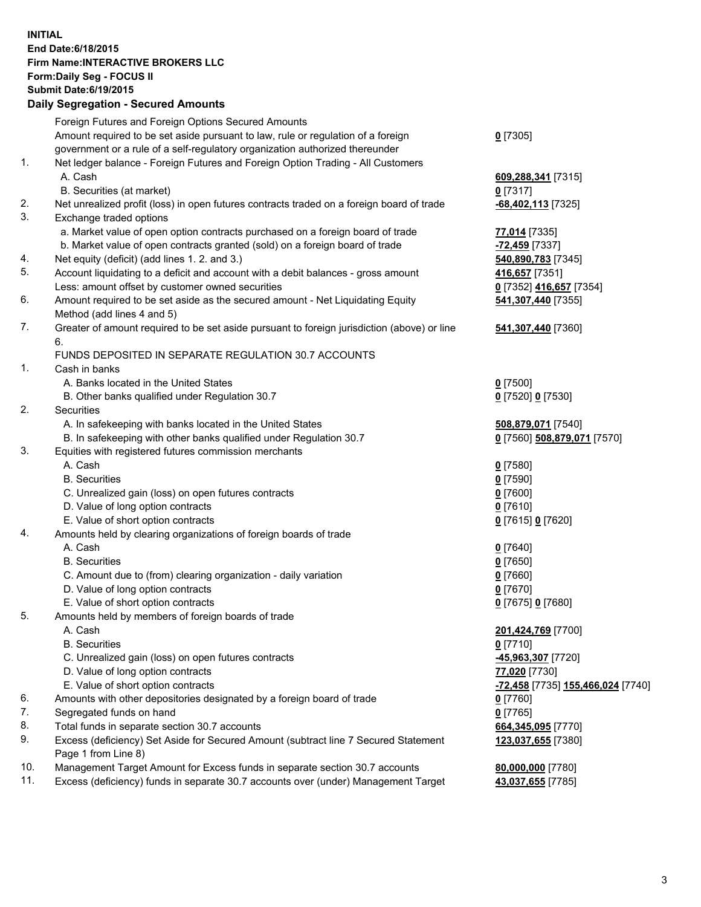**INITIAL**
**End Date:6/18/2015**
**Firm Name:INTERACTIVE BROKERS LLC**
**Form:Daily Seg - FOCUS II**
**Submit Date:6/19/2015**

## Daily Segregation - Secured Amounts

| | | |
|---|---|---|
| | Foreign Futures and Foreign Options Secured Amounts | |
| | Amount required to be set aside pursuant to law, rule or regulation of a foreign government or a rule of a self-regulatory organization authorized thereunder | **0** [7305] |
| 1. | Net ledger balance - Foreign Futures and Foreign Option Trading - All Customers | |
| | A. Cash | **609,288,341** [7315] |
| | B. Securities (at market) | **0** [7317] |
| 2. | Net unrealized profit (loss) in open futures contracts traded on a foreign board of trade | **-68,402,113** [7325] |
| 3. | Exchange traded options | |
| | a. Market value of open option contracts purchased on a foreign board of trade | **77,014** [7335] |
| | b. Market value of open contracts granted (sold) on a foreign board of trade | **-72,459** [7337] |
| 4. | Net equity (deficit) (add lines 1. 2. and 3.) | **540,890,783** [7345] |
| 5. | Account liquidating to a deficit and account with a debit balances - gross amount | **416,657** [7351] |
| | Less: amount offset by customer owned securities | **0** [7352] **416,657** [7354] |
| 6. | Amount required to be set aside as the secured amount - Net Liquidating Equity Method (add lines 4 and 5) | **541,307,440** [7355] |
| 7. | Greater of amount required to be set aside pursuant to foreign jurisdiction (above) or line 6. | **541,307,440** [7360] |
| | FUNDS DEPOSITED IN SEPARATE REGULATION 30.7 ACCOUNTS | |
| 1. | Cash in banks | |
| | A. Banks located in the United States | **0** [7500] |
| | B. Other banks qualified under Regulation 30.7 | **0** [7520] **0** [7530] |
| 2. | Securities | |
| | A. In safekeeping with banks located in the United States | **508,879,071** [7540] |
| | B. In safekeeping with other banks qualified under Regulation 30.7 | **0** [7560] **508,879,071** [7570] |
| 3. | Equities with registered futures commission merchants | |
| | A. Cash | **0** [7580] |
| | B. Securities | **0** [7590] |
| | C. Unrealized gain (loss) on open futures contracts | **0** [7600] |
| | D. Value of long option contracts | **0** [7610] |
| | E. Value of short option contracts | **0** [7615] **0** [7620] |
| 4. | Amounts held by clearing organizations of foreign boards of trade | |
| | A. Cash | **0** [7640] |
| | B. Securities | **0** [7650] |
| | C. Amount due to (from) clearing organization - daily variation | **0** [7660] |
| | D. Value of long option contracts | **0** [7670] |
| | E. Value of short option contracts | **0** [7675] **0** [7680] |
| 5. | Amounts held by members of foreign boards of trade | |
| | A. Cash | **201,424,769** [7700] |
| | B. Securities | **0** [7710] |
| | C. Unrealized gain (loss) on open futures contracts | **-45,963,307** [7720] |
| | D. Value of long option contracts | **77,020** [7730] |
| | E. Value of short option contracts | **-72,458** [7735] **155,466,024** [7740] |
| 6. | Amounts with other depositories designated by a foreign board of trade | **0** [7760] |
| 7. | Segregated funds on hand | **0** [7765] |
| 8. | Total funds in separate section 30.7 accounts | **664,345,095** [7770] |
| 9. | Excess (deficiency) Set Aside for Secured Amount (subtract line 7 Secured Statement Page 1 from Line 8) | **123,037,655** [7380] |
| 10. | Management Target Amount for Excess funds in separate section 30.7 accounts | **80,000,000** [7780] |
| 11. | Excess (deficiency) funds in separate 30.7 accounts over (under) Management Target | **43,037,655** [7785] |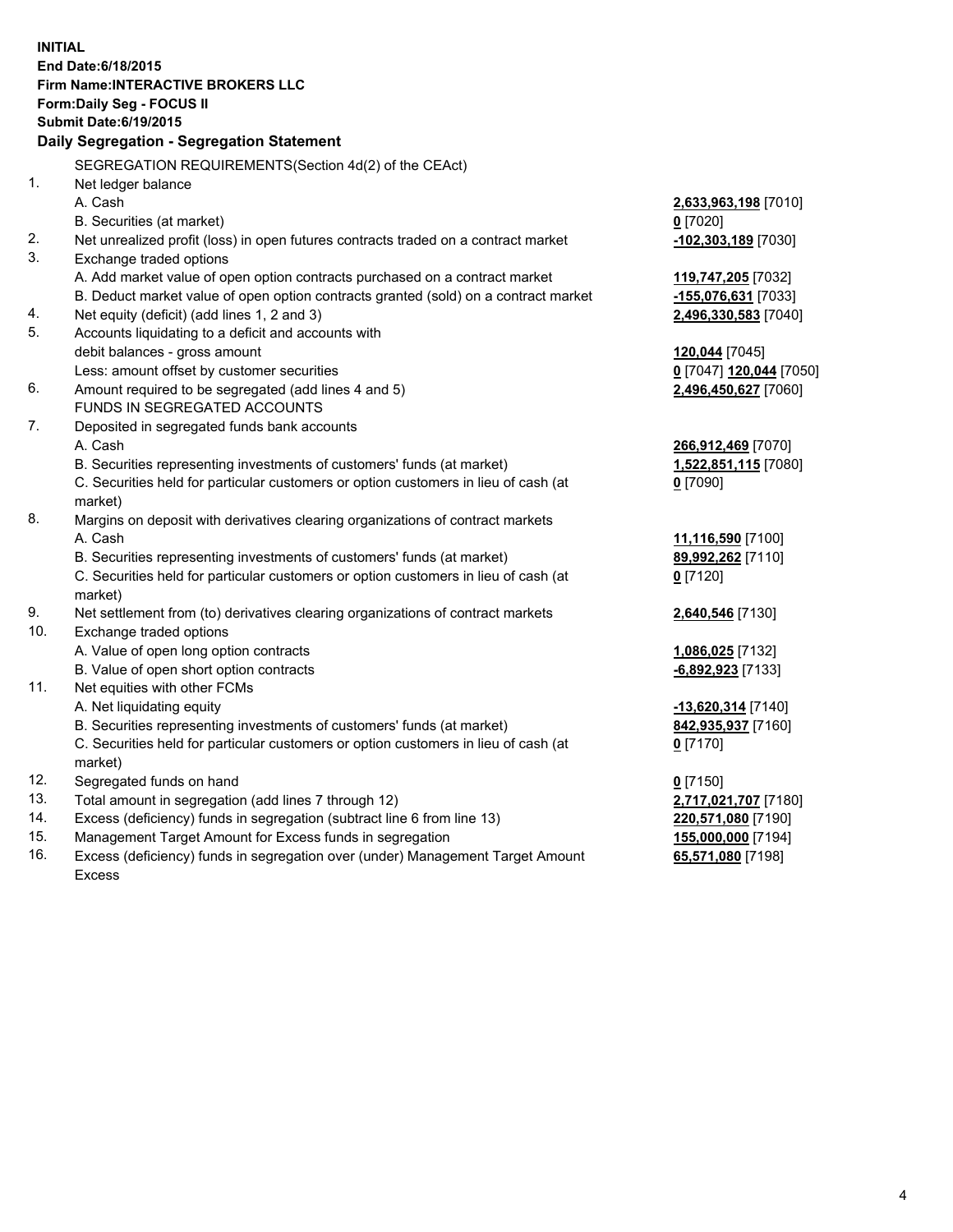**INITIAL**
**End Date:6/18/2015**
**Firm Name:INTERACTIVE BROKERS LLC**
**Form:Daily Seg - FOCUS II**
**Submit Date:6/19/2015**

### Daily Segregation - Segregation Statement

SEGREGATION REQUIREMENTS(Section 4d(2) of the CEAct)

| | | |
|---|---|---|
| 1. | Net ledger balance | |
| | A. Cash | **2,633,963,198** [7010] |
| | B. Securities (at market) | **0** [7020] |
| 2. | Net unrealized profit (loss) in open futures contracts traded on a contract market | **-102,303,189** [7030] |
| 3. | Exchange traded options | |
| | A. Add market value of open option contracts purchased on a contract market | **119,747,205** [7032] |
| | B. Deduct market value of open option contracts granted (sold) on a contract market | **-155,076,631** [7033] |
| 4. | Net equity (deficit) (add lines 1, 2 and 3) | **2,496,330,583** [7040] |
| 5. | Accounts liquidating to a deficit and accounts with debit balances - gross amount | **120,044** [7045] |
| | Less: amount offset by customer securities | **0** [7047] **120,044** [7050] |
| 6. | Amount required to be segregated (add lines 4 and 5) | **2,496,450,627** [7060] |
| | FUNDS IN SEGREGATED ACCOUNTS | |
| 7. | Deposited in segregated funds bank accounts | |
| | A. Cash | **266,912,469** [7070] |
| | B. Securities representing investments of customers' funds (at market) | **1,522,851,115** [7080] |
| | C. Securities held for particular customers or option customers in lieu of cash (at market) | **0** [7090] |
| 8. | Margins on deposit with derivatives clearing organizations of contract markets | |
| | A. Cash | **11,116,590** [7100] |
| | B. Securities representing investments of customers' funds (at market) | **89,992,262** [7110] |
| | C. Securities held for particular customers or option customers in lieu of cash (at market) | **0** [7120] |
| 9. | Net settlement from (to) derivatives clearing organizations of contract markets | **2,640,546** [7130] |
| 10. | Exchange traded options | |
| | A. Value of open long option contracts | **1,086,025** [7132] |
| | B. Value of open short option contracts | **-6,892,923** [7133] |
| 11. | Net equities with other FCMs | |
| | A. Net liquidating equity | **-13,620,314** [7140] |
| | B. Securities representing investments of customers' funds (at market) | **842,935,937** [7160] |
| | C. Securities held for particular customers or option customers in lieu of cash (at market) | **0** [7170] |
| 12. | Segregated funds on hand | **0** [7150] |
| 13. | Total amount in segregation (add lines 7 through 12) | **2,717,021,707** [7180] |
| 14. | Excess (deficiency) funds in segregation (subtract line 6 from line 13) | **220,571,080** [7190] |
| 15. | Management Target Amount for Excess funds in segregation | **155,000,000** [7194] |
| 16. | Excess (deficiency) funds in segregation over (under) Management Target Amount Excess | **65,571,080** [7198] |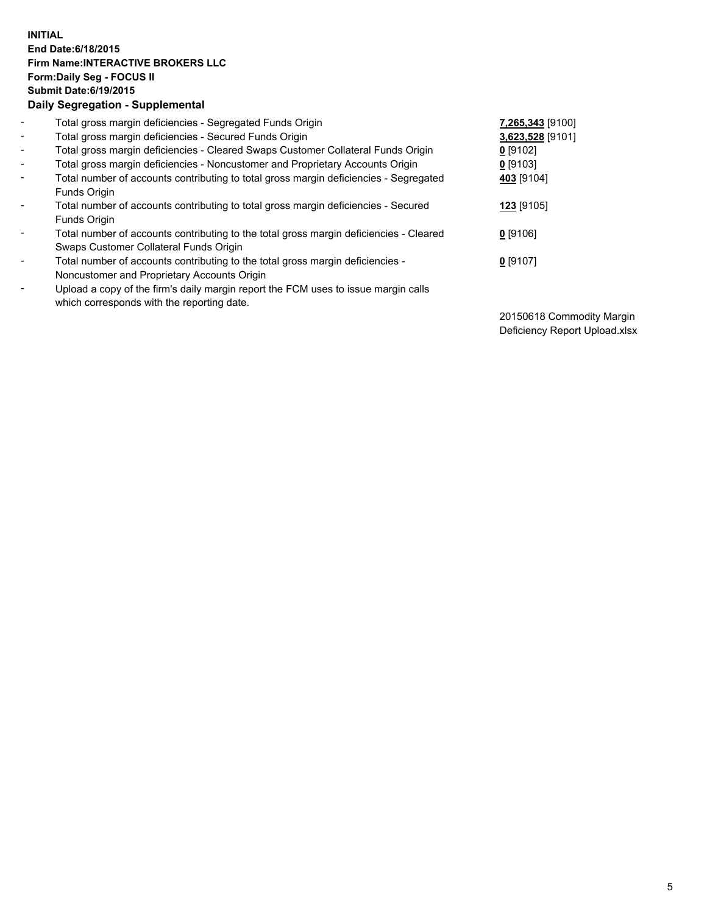**INITIAL**
**End Date:6/18/2015**
**Firm Name:INTERACTIVE BROKERS LLC**
**Form:Daily Seg - FOCUS II**
**Submit Date:6/19/2015**
**Daily Segregation - Supplemental**

| | | |
|---|---|---|
| - | Total gross margin deficiencies - Segregated Funds Origin | **7,265,343** [9100] |
| - | Total gross margin deficiencies - Secured Funds Origin | **3,623,528** [9101] |
| - | Total gross margin deficiencies - Cleared Swaps Customer Collateral Funds Origin | **0** [9102] |
| - | Total gross margin deficiencies - Noncustomer and Proprietary Accounts Origin | **0** [9103] |
| - | Total number of accounts contributing to total gross margin deficiencies - Segregated Funds Origin | **403** [9104] |
| - | Total number of accounts contributing to total gross margin deficiencies - Secured Funds Origin | **123** [9105] |
| - | Total number of accounts contributing to the total gross margin deficiencies - Cleared Swaps Customer Collateral Funds Origin | **0** [9106] |
| - | Total number of accounts contributing to the total gross margin deficiencies - Noncustomer and Proprietary Accounts Origin | **0** [9107] |
| - | Upload a copy of the firm's daily margin report the FCM uses to issue margin calls which corresponds with the reporting date. | 20150618 Commodity Margin Deficiency Report Upload.xlsx |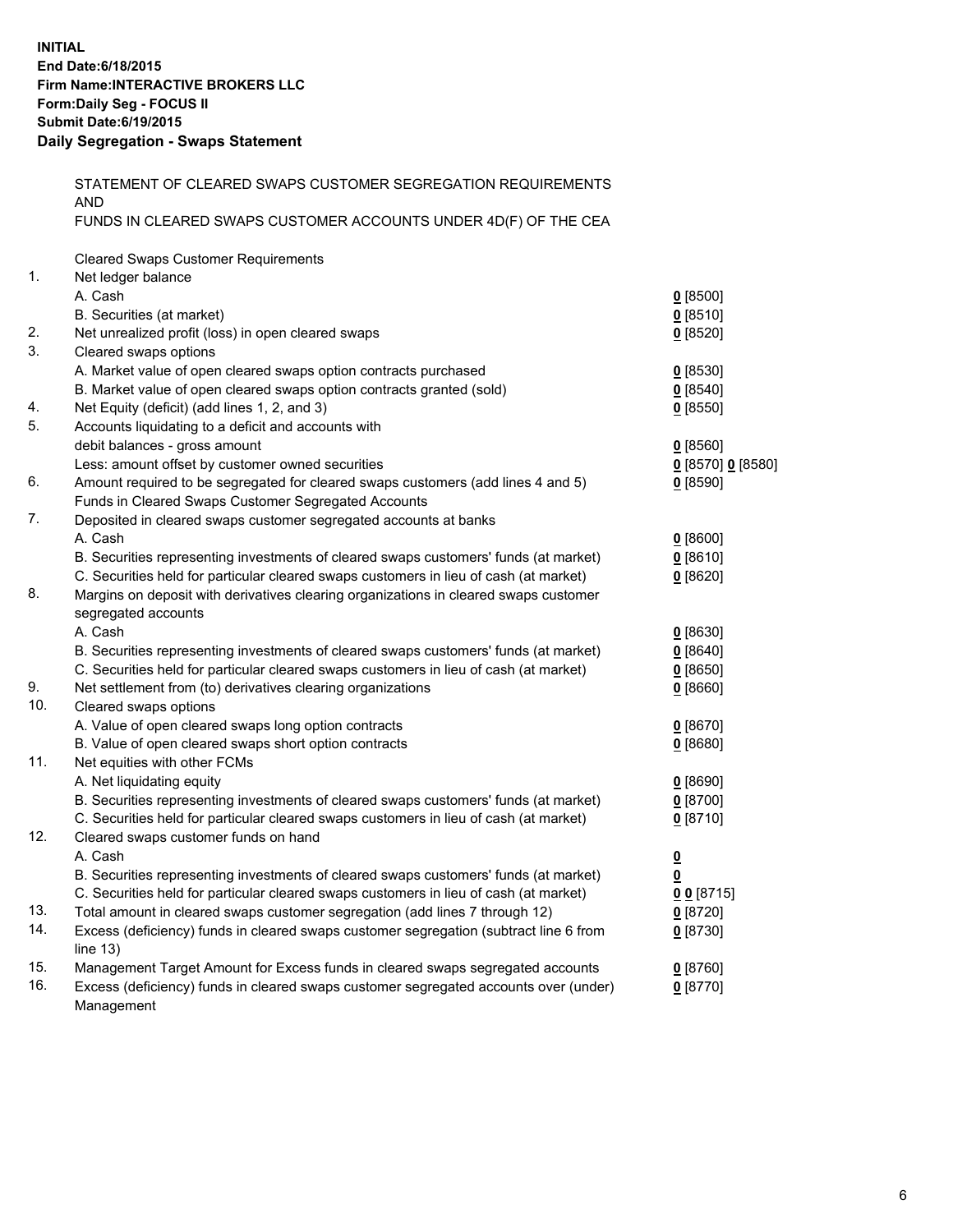**INITIAL**
**End Date:6/18/2015**
**Firm Name:INTERACTIVE BROKERS LLC**
**Form:Daily Seg - FOCUS II**
**Submit Date:6/19/2015**
**Daily Segregation - Swaps Statement**

STATEMENT OF CLEARED SWAPS CUSTOMER SEGREGATION REQUIREMENTS AND FUNDS IN CLEARED SWAPS CUSTOMER ACCOUNTS UNDER 4D(F) OF THE CEA

| | | |
|---|---|---|
| | Cleared Swaps Customer Requirements | |
| 1. | Net ledger balance | |
| | A. Cash | 0 [8500] |
| | B. Securities (at market) | 0 [8510] |
| 2. | Net unrealized profit (loss) in open cleared swaps | 0 [8520] |
| 3. | Cleared swaps options | |
| | A. Market value of open cleared swaps option contracts purchased | 0 [8530] |
| | B. Market value of open cleared swaps option contracts granted (sold) | 0 [8540] |
| 4. | Net Equity (deficit) (add lines 1, 2, and 3) | 0 [8550] |
| 5. | Accounts liquidating to a deficit and accounts with debit balances - gross amount | 0 [8560] |
| | Less: amount offset by customer owned securities | 0 [8570] 0 [8580] |
| 6. | Amount required to be segregated for cleared swaps customers (add lines 4 and 5) | 0 [8590] |
| | Funds in Cleared Swaps Customer Segregated Accounts | |
| 7. | Deposited in cleared swaps customer segregated accounts at banks | |
| | A. Cash | 0 [8600] |
| | B. Securities representing investments of cleared swaps customers' funds (at market) | 0 [8610] |
| | C. Securities held for particular cleared swaps customers in lieu of cash (at market) | 0 [8620] |
| 8. | Margins on deposit with derivatives clearing organizations in cleared swaps customer segregated accounts | |
| | A. Cash | 0 [8630] |
| | B. Securities representing investments of cleared swaps customers' funds (at market) | 0 [8640] |
| | C. Securities held for particular cleared swaps customers in lieu of cash (at market) | 0 [8650] |
| 9. | Net settlement from (to) derivatives clearing organizations | 0 [8660] |
| 10. | Cleared swaps options | |
| | A. Value of open cleared swaps long option contracts | 0 [8670] |
| | B. Value of open cleared swaps short option contracts | 0 [8680] |
| 11. | Net equities with other FCMs | |
| | A. Net liquidating equity | 0 [8690] |
| | B. Securities representing investments of cleared swaps customers' funds (at market) | 0 [8700] |
| | C. Securities held for particular cleared swaps customers in lieu of cash (at market) | 0 [8710] |
| 12. | Cleared swaps customer funds on hand | |
| | A. Cash | 0 |
| | B. Securities representing investments of cleared swaps customers' funds (at market) | 0 |
| | C. Securities held for particular cleared swaps customers in lieu of cash (at market) | 0 0 [8715] |
| 13. | Total amount in cleared swaps customer segregation (add lines 7 through 12) | 0 [8720] |
| 14. | Excess (deficiency) funds in cleared swaps customer segregation (subtract line 6 from line 13) | 0 [8730] |
| 15. | Management Target Amount for Excess funds in cleared swaps segregated accounts | 0 [8760] |
| 16. | Excess (deficiency) funds in cleared swaps customer segregated accounts over (under) Management | 0 [8770] |